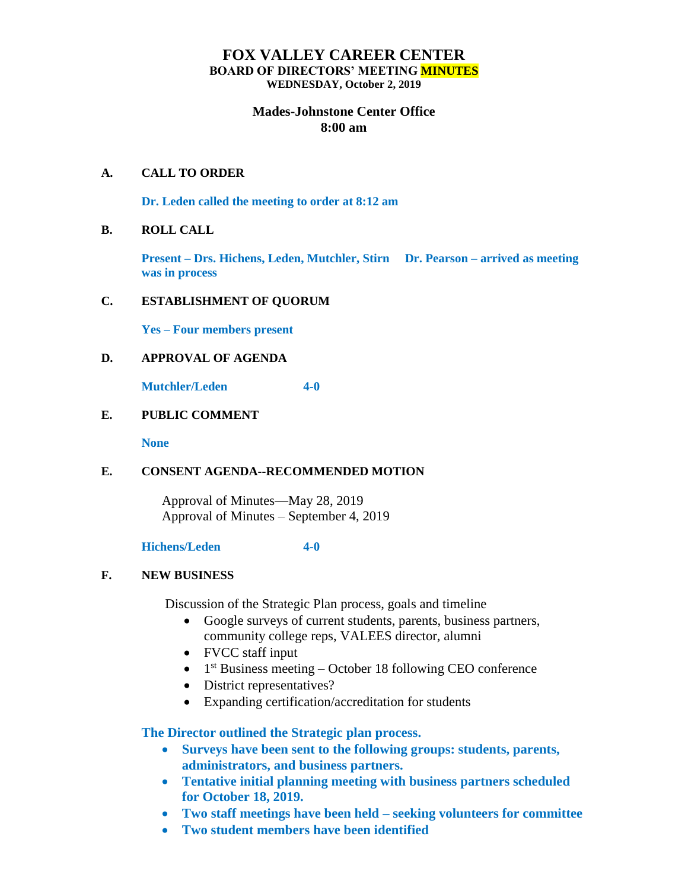# FOX VALLEY CAREER CENTER

**BOARD OF DIRECTORS' MEETING MINUTES**

**WEDNESDAY, October 2, 2019**

**Mades-Johnstone Center Office**

**8:00 am**

**A. CALL TO ORDER**

**Dr. Leden called the meeting to order at 8:12 am**

**B. ROLL CALL**

**Present – Drs. Hichens, Leden, Mutchler, Stirn Dr. Pearson – arrived as meeting was in process**

**C. ESTABLISHMENT OF QUORUM**

**Yes – Four members present**

**D. APPROVAL OF AGENDA**

**Mutchler/Leden 4-0**

**E. PUBLIC COMMENT**

**None**

**E. CONSENT AGENDA--RECOMMENDED MOTION**

Approval of Minutes—May 28, 2019
Approval of Minutes – September 4, 2019

**Hichens/Leden 4-0**

**F. NEW BUSINESS**

Discussion of the Strategic Plan process, goals and timeline

- Google surveys of current students, parents, business partners, community college reps, VALEES director, alumni
- FVCC staff input
- 1st Business meeting – October 18 following CEO conference
- District representatives?
- Expanding certification/accreditation for students

**The Director outlined the Strategic plan process.**

- **Surveys have been sent to the following groups: students, parents, administrators, and business partners.**
- **Tentative initial planning meeting with business partners scheduled for October 18, 2019.**
- **Two staff meetings have been held – seeking volunteers for committee**
- **Two student members have been identified**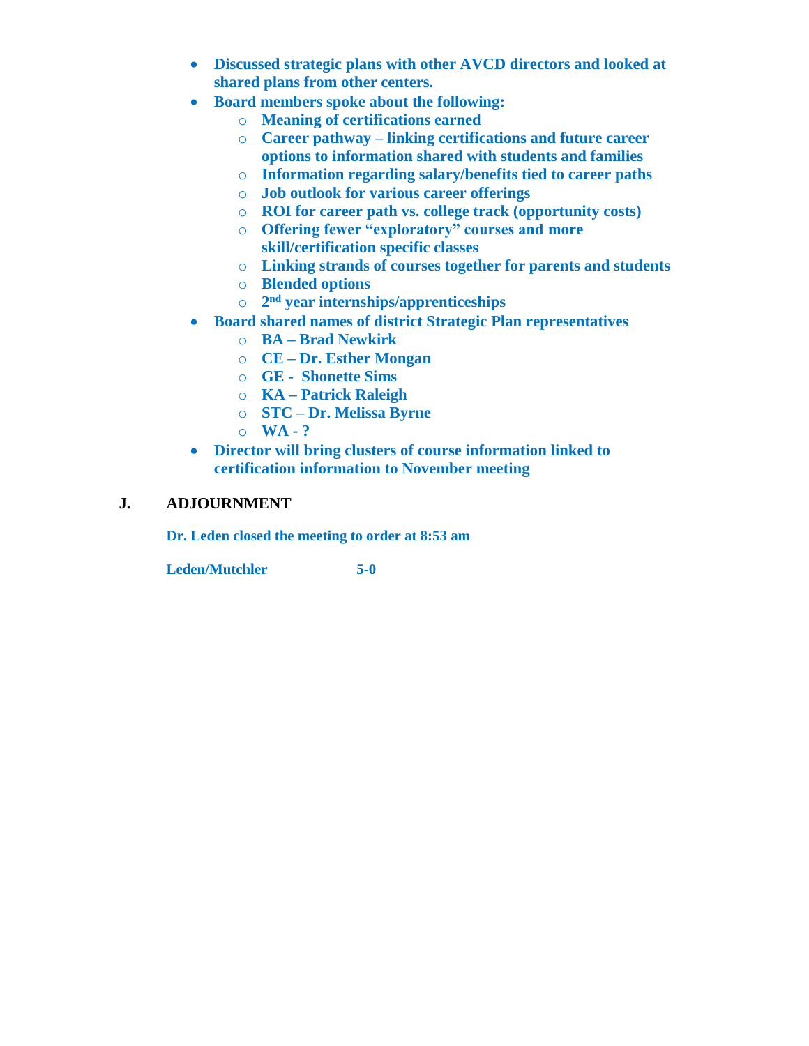- **Discussed strategic plans with other AVCD directors and looked at shared plans from other centers.**
- **Board members spoke about the following:**
  - **Meaning of certifications earned**
  - **Career pathway – linking certifications and future career options to information shared with students and families**
  - **Information regarding salary/benefits tied to career paths**
  - **Job outlook for various career offerings**
  - **ROI for career path vs. college track (opportunity costs)**
  - **Offering fewer "exploratory" courses and more skill/certification specific classes**
  - **Linking strands of courses together for parents and students**
  - **Blended options**
  - **2nd year internships/apprenticeships**
- **Board shared names of district Strategic Plan representatives**
  - **BA – Brad Newkirk**
  - **CE – Dr. Esther Mongan**
  - **GE - Shonette Sims**
  - **KA – Patrick Raleigh**
  - **STC – Dr. Melissa Byrne**
  - **WA - ?**
- **Director will bring clusters of course information linked to certification information to November meeting**

## J. ADJOURNMENT

**Dr. Leden closed the meeting to order at 8:53 am**

**Leden/Mutchler 5-0**